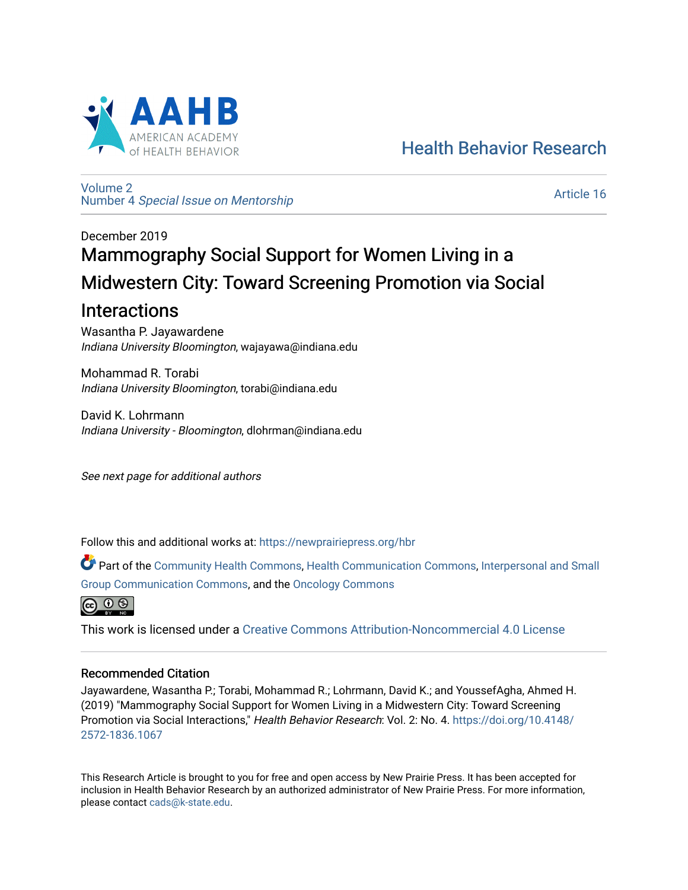AAHB AMERICAN ACADEMY of HEALTH BEHAVIOR

Health Behavior Research

Volume 2
Number 4 *Special Issue on Mentorship*

Article 16

December 2019

# Mammography Social Support for Women Living in a Midwestern City: Toward Screening Promotion via Social Interactions

Wasantha P. Jayawardene
*Indiana University Bloomington*, wajayawa@indiana.edu

Mohammad R. Torabi
*Indiana University Bloomington*, torabi@indiana.edu

David K. Lohrmann
*Indiana University - Bloomington*, dlohrman@indiana.edu

*See next page for additional authors*

Follow this and additional works at: https://newprairiepress.org/hbr

Part of the Community Health Commons, Health Communication Commons, Interpersonal and Small Group Communication Commons, and the Oncology Commons

This work is licensed under a Creative Commons Attribution-Noncommercial 4.0 License

## Recommended Citation

Jayawardene, Wasantha P.; Torabi, Mohammad R.; Lohrmann, David K.; and YoussefAgha, Ahmed H. (2019) "Mammography Social Support for Women Living in a Midwestern City: Toward Screening Promotion via Social Interactions," *Health Behavior Research*: Vol. 2: No. 4. https://doi.org/10.4148/2572-1836.1067

This Research Article is brought to you for free and open access by New Prairie Press. It has been accepted for inclusion in Health Behavior Research by an authorized administrator of New Prairie Press. For more information, please contact cads@k-state.edu.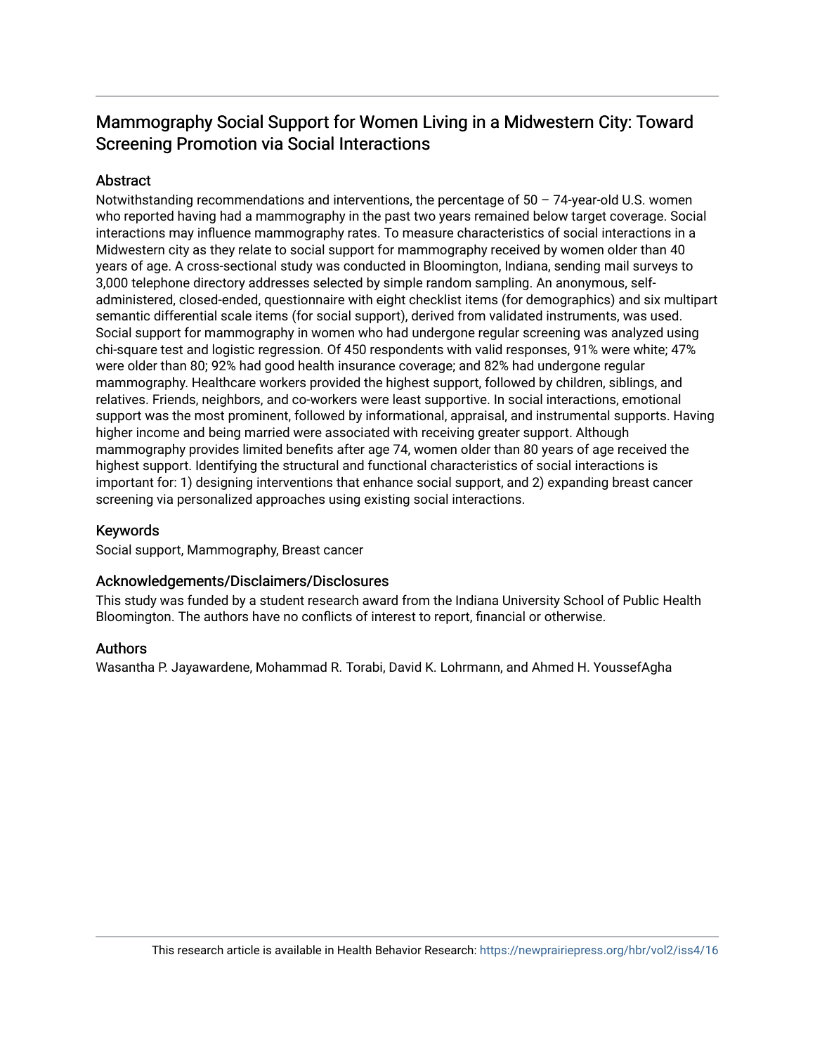# Mammography Social Support for Women Living in a Midwestern City: Toward Screening Promotion via Social Interactions

## Abstract

Notwithstanding recommendations and interventions, the percentage of 50 – 74-year-old U.S. women who reported having had a mammography in the past two years remained below target coverage. Social interactions may influence mammography rates. To measure characteristics of social interactions in a Midwestern city as they relate to social support for mammography received by women older than 40 years of age. A cross-sectional study was conducted in Bloomington, Indiana, sending mail surveys to 3,000 telephone directory addresses selected by simple random sampling. An anonymous, self-administered, closed-ended, questionnaire with eight checklist items (for demographics) and six multipart semantic differential scale items (for social support), derived from validated instruments, was used. Social support for mammography in women who had undergone regular screening was analyzed using chi-square test and logistic regression. Of 450 respondents with valid responses, 91% were white; 47% were older than 80; 92% had good health insurance coverage; and 82% had undergone regular mammography. Healthcare workers provided the highest support, followed by children, siblings, and relatives. Friends, neighbors, and co-workers were least supportive. In social interactions, emotional support was the most prominent, followed by informational, appraisal, and instrumental supports. Having higher income and being married were associated with receiving greater support. Although mammography provides limited benefits after age 74, women older than 80 years of age received the highest support. Identifying the structural and functional characteristics of social interactions is important for: 1) designing interventions that enhance social support, and 2) expanding breast cancer screening via personalized approaches using existing social interactions.

## Keywords

Social support, Mammography, Breast cancer

## Acknowledgements/Disclaimers/Disclosures

This study was funded by a student research award from the Indiana University School of Public Health Bloomington. The authors have no conflicts of interest to report, financial or otherwise.

## Authors

Wasantha P. Jayawardene, Mohammad R. Torabi, David K. Lohrmann, and Ahmed H. YoussefAgha

This research article is available in Health Behavior Research: https://newprairiepress.org/hbr/vol2/iss4/16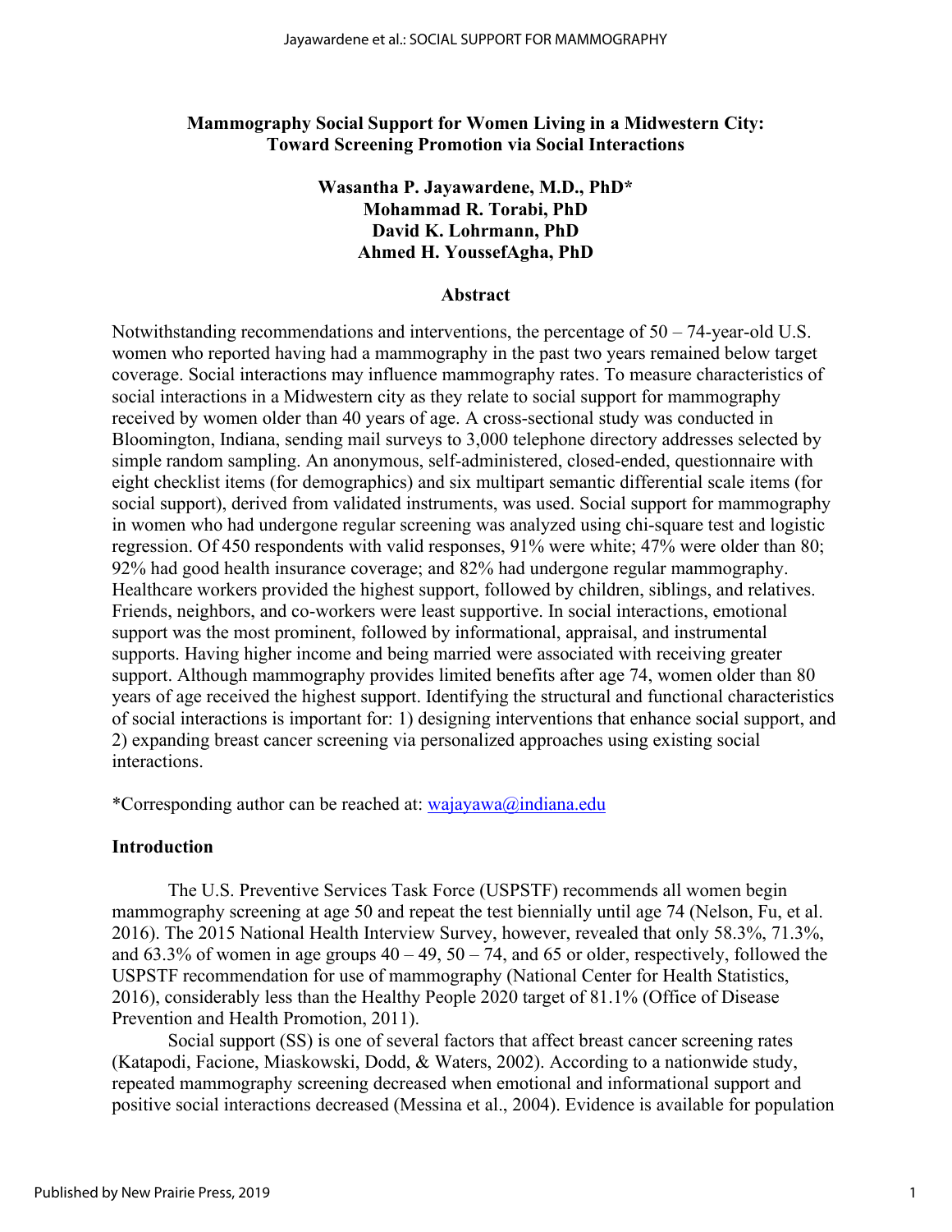# Mammography Social Support for Women Living in a Midwestern City: Toward Screening Promotion via Social Interactions

**Wasantha P. Jayawardene, M.D., PhD\***
**Mohammad R. Torabi, PhD**
**David K. Lohrmann, PhD**
**Ahmed H. YoussefAgha, PhD**

## Abstract

Notwithstanding recommendations and interventions, the percentage of 50 – 74-year-old U.S. women who reported having had a mammography in the past two years remained below target coverage. Social interactions may influence mammography rates. To measure characteristics of social interactions in a Midwestern city as they relate to social support for mammography received by women older than 40 years of age. A cross-sectional study was conducted in Bloomington, Indiana, sending mail surveys to 3,000 telephone directory addresses selected by simple random sampling. An anonymous, self-administered, closed-ended, questionnaire with eight checklist items (for demographics) and six multipart semantic differential scale items (for social support), derived from validated instruments, was used. Social support for mammography in women who had undergone regular screening was analyzed using chi-square test and logistic regression. Of 450 respondents with valid responses, 91% were white; 47% were older than 80; 92% had good health insurance coverage; and 82% had undergone regular mammography. Healthcare workers provided the highest support, followed by children, siblings, and relatives. Friends, neighbors, and co-workers were least supportive. In social interactions, emotional support was the most prominent, followed by informational, appraisal, and instrumental supports. Having higher income and being married were associated with receiving greater support. Although mammography provides limited benefits after age 74, women older than 80 years of age received the highest support. Identifying the structural and functional characteristics of social interactions is important for: 1) designing interventions that enhance social support, and 2) expanding breast cancer screening via personalized approaches using existing social interactions.

*Corresponding author can be reached at: wajayawa@indiana.edu

## Introduction

The U.S. Preventive Services Task Force (USPSTF) recommends all women begin mammography screening at age 50 and repeat the test biennially until age 74 (Nelson, Fu, et al. 2016). The 2015 National Health Interview Survey, however, revealed that only 58.3%, 71.3%, and 63.3% of women in age groups 40 – 49, 50 – 74, and 65 or older, respectively, followed the USPSTF recommendation for use of mammography (National Center for Health Statistics, 2016), considerably less than the Healthy People 2020 target of 81.1% (Office of Disease Prevention and Health Promotion, 2011).

Social support (SS) is one of several factors that affect breast cancer screening rates (Katapodi, Facione, Miaskowski, Dodd, & Waters, 2002). According to a nationwide study, repeated mammography screening decreased when emotional and informational support and positive social interactions decreased (Messina et al., 2004). Evidence is available for population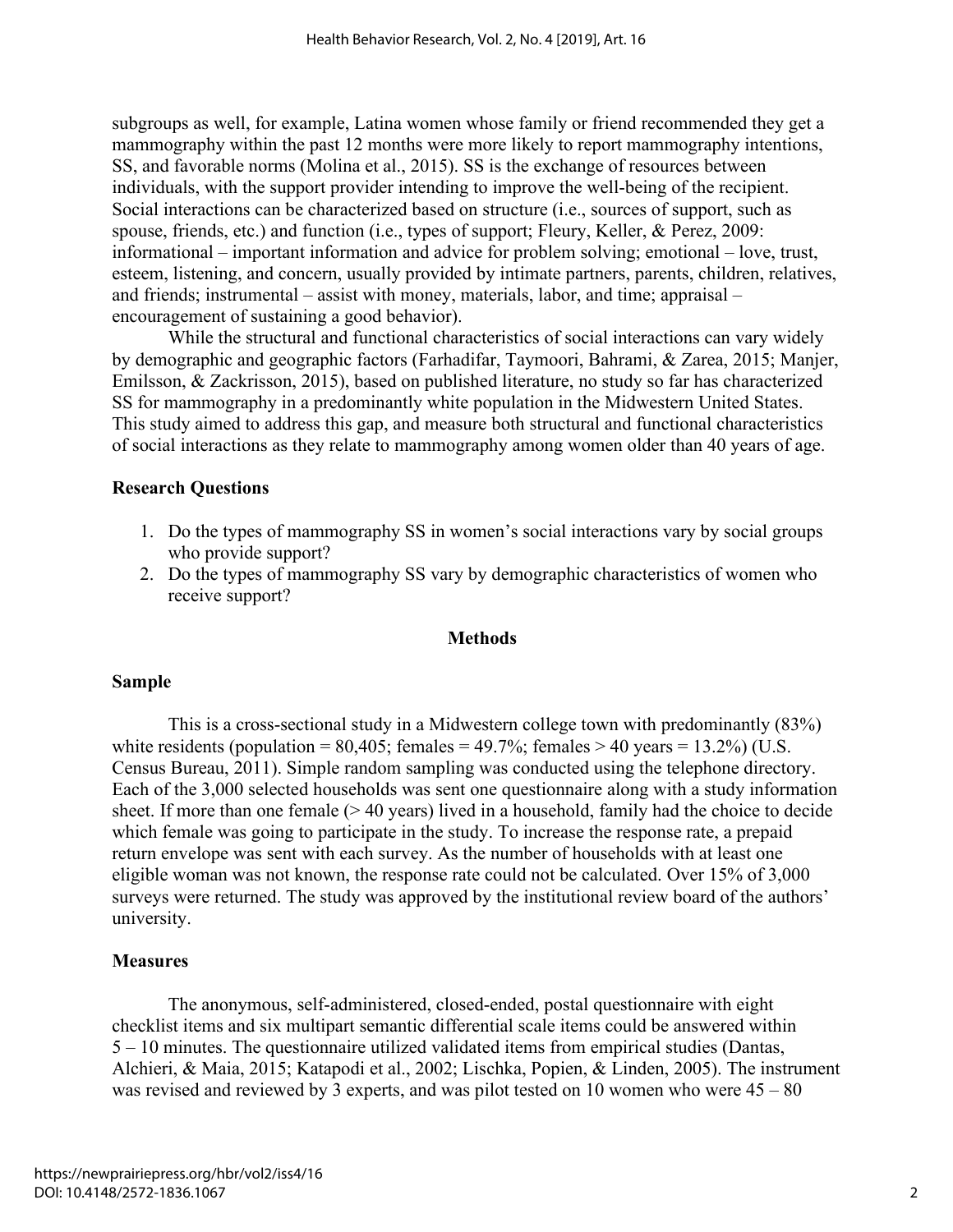subgroups as well, for example, Latina women whose family or friend recommended they get a mammography within the past 12 months were more likely to report mammography intentions, SS, and favorable norms (Molina et al., 2015). SS is the exchange of resources between individuals, with the support provider intending to improve the well-being of the recipient. Social interactions can be characterized based on structure (i.e., sources of support, such as spouse, friends, etc.) and function (i.e., types of support; Fleury, Keller, & Perez, 2009: informational – important information and advice for problem solving; emotional – love, trust, esteem, listening, and concern, usually provided by intimate partners, parents, children, relatives, and friends; instrumental – assist with money, materials, labor, and time; appraisal – encouragement of sustaining a good behavior).

While the structural and functional characteristics of social interactions can vary widely by demographic and geographic factors (Farhadifar, Taymoori, Bahrami, & Zarea, 2015; Manjer, Emilsson, & Zackrisson, 2015), based on published literature, no study so far has characterized SS for mammography in a predominantly white population in the Midwestern United States. This study aimed to address this gap, and measure both structural and functional characteristics of social interactions as they relate to mammography among women older than 40 years of age.

### Research Questions

1. Do the types of mammography SS in women's social interactions vary by social groups who provide support?
2. Do the types of mammography SS vary by demographic characteristics of women who receive support?

## Methods

### Sample

This is a cross-sectional study in a Midwestern college town with predominantly (83%) white residents (population = 80,405; females = 49.7%; females > 40 years = 13.2%) (U.S. Census Bureau, 2011). Simple random sampling was conducted using the telephone directory. Each of the 3,000 selected households was sent one questionnaire along with a study information sheet. If more than one female (> 40 years) lived in a household, family had the choice to decide which female was going to participate in the study. To increase the response rate, a prepaid return envelope was sent with each survey. As the number of households with at least one eligible woman was not known, the response rate could not be calculated. Over 15% of 3,000 surveys were returned. The study was approved by the institutional review board of the authors' university.

### Measures

The anonymous, self-administered, closed-ended, postal questionnaire with eight checklist items and six multipart semantic differential scale items could be answered within 5 – 10 minutes. The questionnaire utilized validated items from empirical studies (Dantas, Alchieri, & Maia, 2015; Katapodi et al., 2002; Lischka, Popien, & Linden, 2005). The instrument was revised and reviewed by 3 experts, and was pilot tested on 10 women who were 45 – 80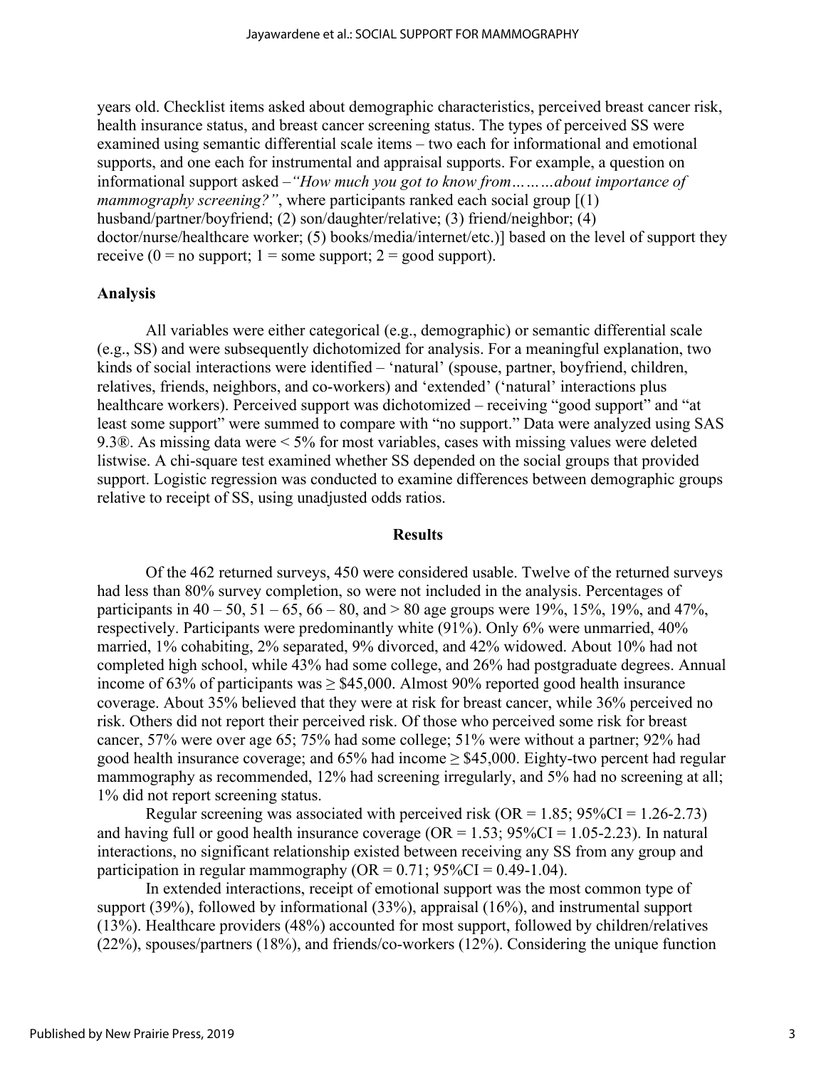years old. Checklist items asked about demographic characteristics, perceived breast cancer risk, health insurance status, and breast cancer screening status. The types of perceived SS were examined using semantic differential scale items – two each for informational and emotional supports, and one each for instrumental and appraisal supports. For example, a question on informational support asked –*"How much you got to know from………about importance of mammography screening?"*, where participants ranked each social group [(1) husband/partner/boyfriend; (2) son/daughter/relative; (3) friend/neighbor; (4) doctor/nurse/healthcare worker; (5) books/media/internet/etc.)] based on the level of support they receive (0 = no support; 1 = some support; 2 = good support).

### Analysis

All variables were either categorical (e.g., demographic) or semantic differential scale (e.g., SS) and were subsequently dichotomized for analysis. For a meaningful explanation, two kinds of social interactions were identified – 'natural' (spouse, partner, boyfriend, children, relatives, friends, neighbors, and co-workers) and 'extended' ('natural' interactions plus healthcare workers). Perceived support was dichotomized – receiving "good support" and "at least some support" were summed to compare with "no support." Data were analyzed using SAS 9.3®. As missing data were < 5% for most variables, cases with missing values were deleted listwise. A chi-square test examined whether SS depended on the social groups that provided support. Logistic regression was conducted to examine differences between demographic groups relative to receipt of SS, using unadjusted odds ratios.

## Results

Of the 462 returned surveys, 450 were considered usable. Twelve of the returned surveys had less than 80% survey completion, so were not included in the analysis. Percentages of participants in 40 – 50, 51 – 65, 66 – 80, and > 80 age groups were 19%, 15%, 19%, and 47%, respectively. Participants were predominantly white (91%). Only 6% were unmarried, 40% married, 1% cohabiting, 2% separated, 9% divorced, and 42% widowed. About 10% had not completed high school, while 43% had some college, and 26% had postgraduate degrees. Annual income of 63% of participants was ≥ $45,000. Almost 90% reported good health insurance coverage. About 35% believed that they were at risk for breast cancer, while 36% perceived no risk. Others did not report their perceived risk. Of those who perceived some risk for breast cancer, 57% were over age 65; 75% had some college; 51% were without a partner; 92% had good health insurance coverage; and 65% had income ≥ $45,000. Eighty-two percent had regular mammography as recommended, 12% had screening irregularly, and 5% had no screening at all; 1% did not report screening status.

Regular screening was associated with perceived risk (OR = 1.85; 95%CI = 1.26-2.73) and having full or good health insurance coverage (OR = 1.53; 95%CI = 1.05-2.23). In natural interactions, no significant relationship existed between receiving any SS from any group and participation in regular mammography (OR = 0.71; 95%CI = 0.49-1.04).

In extended interactions, receipt of emotional support was the most common type of support (39%), followed by informational (33%), appraisal (16%), and instrumental support (13%). Healthcare providers (48%) accounted for most support, followed by children/relatives (22%), spouses/partners (18%), and friends/co-workers (12%). Considering the unique function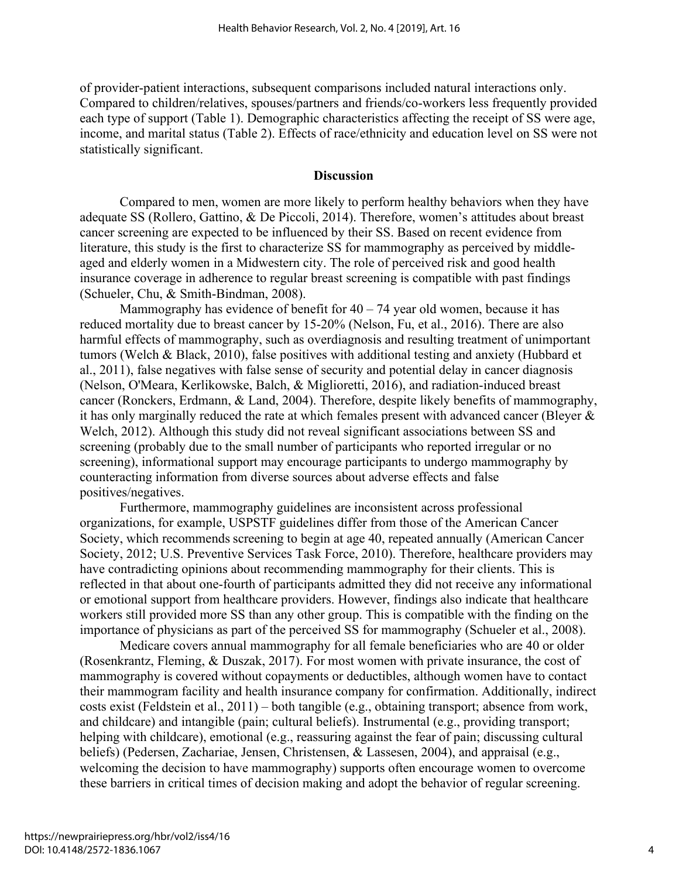of provider-patient interactions, subsequent comparisons included natural interactions only. Compared to children/relatives, spouses/partners and friends/co-workers less frequently provided each type of support (Table 1). Demographic characteristics affecting the receipt of SS were age, income, and marital status (Table 2). Effects of race/ethnicity and education level on SS were not statistically significant.

## Discussion

Compared to men, women are more likely to perform healthy behaviors when they have adequate SS (Rollero, Gattino, & De Piccoli, 2014). Therefore, women's attitudes about breast cancer screening are expected to be influenced by their SS. Based on recent evidence from literature, this study is the first to characterize SS for mammography as perceived by middle-aged and elderly women in a Midwestern city. The role of perceived risk and good health insurance coverage in adherence to regular breast screening is compatible with past findings (Schueler, Chu, & Smith-Bindman, 2008).

Mammography has evidence of benefit for 40 – 74 year old women, because it has reduced mortality due to breast cancer by 15-20% (Nelson, Fu, et al., 2016). There are also harmful effects of mammography, such as overdiagnosis and resulting treatment of unimportant tumors (Welch & Black, 2010), false positives with additional testing and anxiety (Hubbard et al., 2011), false negatives with false sense of security and potential delay in cancer diagnosis (Nelson, O'Meara, Kerlikowske, Balch, & Miglioretti, 2016), and radiation-induced breast cancer (Ronckers, Erdmann, & Land, 2004). Therefore, despite likely benefits of mammography, it has only marginally reduced the rate at which females present with advanced cancer (Bleyer & Welch, 2012). Although this study did not reveal significant associations between SS and screening (probably due to the small number of participants who reported irregular or no screening), informational support may encourage participants to undergo mammography by counteracting information from diverse sources about adverse effects and false positives/negatives.

Furthermore, mammography guidelines are inconsistent across professional organizations, for example, USPSTF guidelines differ from those of the American Cancer Society, which recommends screening to begin at age 40, repeated annually (American Cancer Society, 2012; U.S. Preventive Services Task Force, 2010). Therefore, healthcare providers may have contradicting opinions about recommending mammography for their clients. This is reflected in that about one-fourth of participants admitted they did not receive any informational or emotional support from healthcare providers. However, findings also indicate that healthcare workers still provided more SS than any other group. This is compatible with the finding on the importance of physicians as part of the perceived SS for mammography (Schueler et al., 2008).

Medicare covers annual mammography for all female beneficiaries who are 40 or older (Rosenkrantz, Fleming, & Duszak, 2017). For most women with private insurance, the cost of mammography is covered without copayments or deductibles, although women have to contact their mammogram facility and health insurance company for confirmation. Additionally, indirect costs exist (Feldstein et al., 2011) – both tangible (e.g., obtaining transport; absence from work, and childcare) and intangible (pain; cultural beliefs). Instrumental (e.g., providing transport; helping with childcare), emotional (e.g., reassuring against the fear of pain; discussing cultural beliefs) (Pedersen, Zachariae, Jensen, Christensen, & Lassesen, 2004), and appraisal (e.g., welcoming the decision to have mammography) supports often encourage women to overcome these barriers in critical times of decision making and adopt the behavior of regular screening.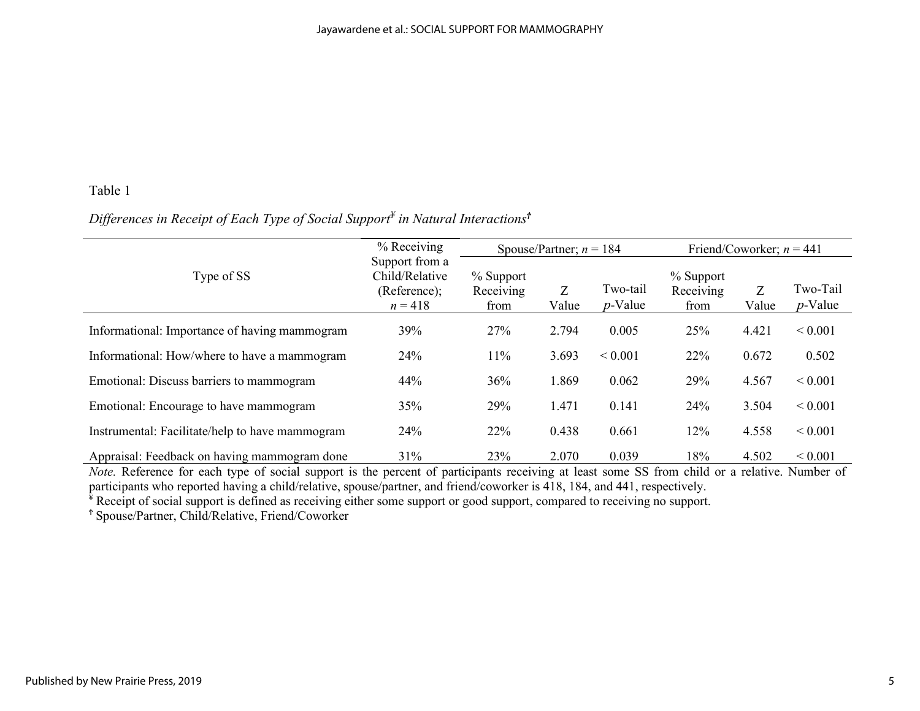Table 1

*Differences in Receipt of Each Type of Social Support[¥] in Natural Interactions[†]*

| Type of SS | % Receiving Support from a Child/Relative (Reference); $n = 418$ | Spouse/Partner; $n = 184$ | | | Friend/Coworker; $n = 441$ | | |
|---|---|---|---|---|---|---|---|
| | | % Support Receiving from | Z Value | Two-tail $p$-Value | % Support Receiving from | Z Value | Two-Tail $p$-Value |
| Informational: Importance of having mammogram | 39% | 27% | 2.794 | 0.005 | 25% | 4.421 | < 0.001 |
| Informational: How/where to have a mammogram | 24% | 11% | 3.693 | < 0.001 | 22% | 0.672 | 0.502 |
| Emotional: Discuss barriers to mammogram | 44% | 36% | 1.869 | 0.062 | 29% | 4.567 | < 0.001 |
| Emotional: Encourage to have mammogram | 35% | 29% | 1.471 | 0.141 | 24% | 3.504 | < 0.001 |
| Instrumental: Facilitate/help to have mammogram | 24% | 22% | 0.438 | 0.661 | 12% | 4.558 | < 0.001 |
| Appraisal: Feedback on having mammogram done | 31% | 23% | 2.070 | 0.039 | 18% | 4.502 | < 0.001 |

*Note.* Reference for each type of social support is the percent of participants receiving at least some SS from child or a relative. Number of participants who reported having a child/relative, spouse/partner, and friend/coworker is 418, 184, and 441, respectively.

[¥] Receipt of social support is defined as receiving either some support or good support, compared to receiving no support.

[†] Spouse/Partner, Child/Relative, Friend/Coworker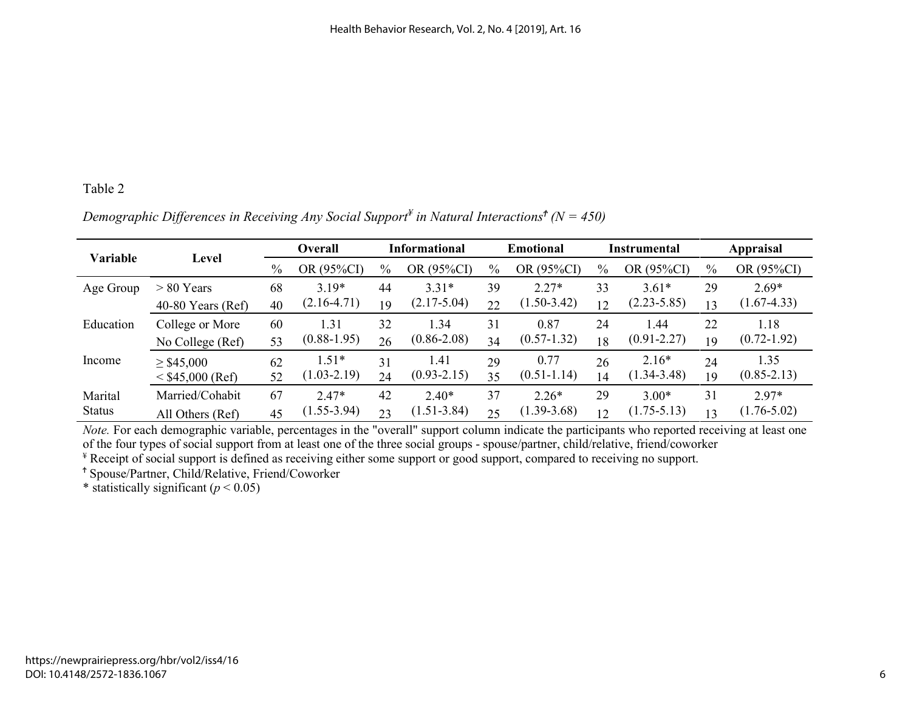Table 2

*Demographic Differences in Receiving Any Social Support[¥] in Natural Interactions[†] (N = 450)*

| Variable | Level | Overall | | Informational | | Emotional | | Instrumental | | Appraisal | |
|---|---|---|---|---|---|---|---|---|---|---|---|
| | | % | OR (95%CI) | % | OR (95%CI) | % | OR (95%CI) | % | OR (95%CI) | % | OR (95%CI) |
| Age Group | > 80 Years | 68 | 3.19* | 44 | 3.31* | 39 | 2.27* | 33 | 3.61* | 29 | 2.69* |
| | 40-80 Years (Ref) | 40 | (2.16-4.71) | 19 | (2.17-5.04) | 22 | (1.50-3.42) | 12 | (2.23-5.85) | 13 | (1.67-4.33) |
| Education | College or More | 60 | 1.31 | 32 | 1.34 | 31 | 0.87 | 24 | 1.44 | 22 | 1.18 |
| | No College (Ref) | 53 | (0.88-1.95) | 26 | (0.86-2.08) | 34 | (0.57-1.32) | 18 | (0.91-2.27) | 19 | (0.72-1.92) |
| Income | ≥ $45,000 | 62 | 1.51* | 31 | 1.41 | 29 | 0.77 | 26 | 2.16* | 24 | 1.35 |
| | < $45,000 (Ref) | 52 | (1.03-2.19) | 24 | (0.93-2.15) | 35 | (0.51-1.14) | 14 | (1.34-3.48) | 19 | (0.85-2.13) |
| Marital Status | Married/Cohabit | 67 | 2.47* | 42 | 2.40* | 37 | 2.26* | 29 | 3.00* | 31 | 2.97* |
| | All Others (Ref) | 45 | (1.55-3.94) | 23 | (1.51-3.84) | 25 | (1.39-3.68) | 12 | (1.75-5.13) | 13 | (1.76-5.02) |

*Note.* For each demographic variable, percentages in the "overall" support column indicate the participants who reported receiving at least one of the four types of social support from at least one of the three social groups - spouse/partner, child/relative, friend/coworker

[¥] Receipt of social support is defined as receiving either some support or good support, compared to receiving no support.

[†] Spouse/Partner, Child/Relative, Friend/Coworker

\* statistically significant ($p < 0.05$)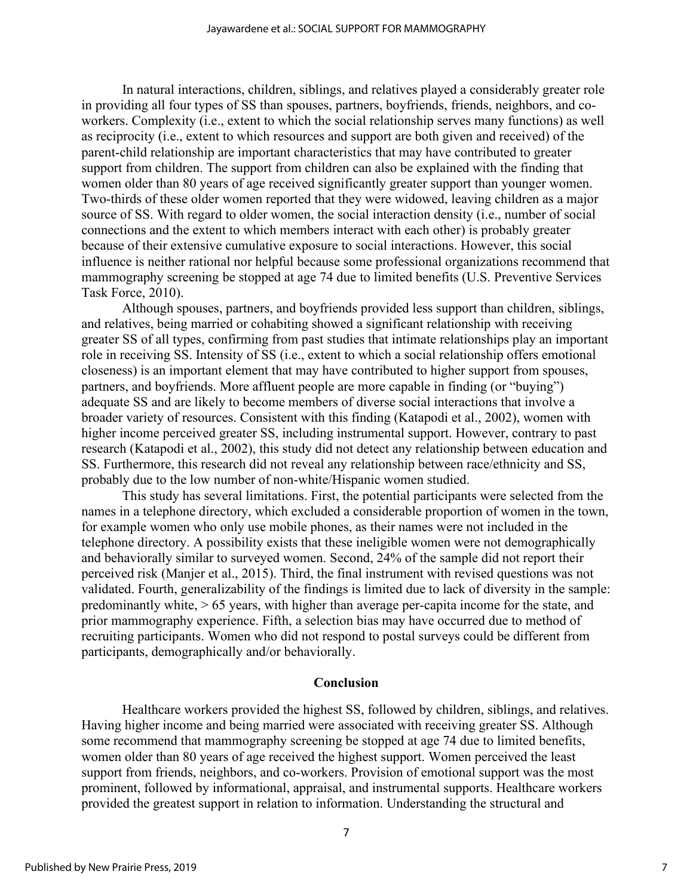In natural interactions, children, siblings, and relatives played a considerably greater role in providing all four types of SS than spouses, partners, boyfriends, friends, neighbors, and co-workers. Complexity (i.e., extent to which the social relationship serves many functions) as well as reciprocity (i.e., extent to which resources and support are both given and received) of the parent-child relationship are important characteristics that may have contributed to greater support from children. The support from children can also be explained with the finding that women older than 80 years of age received significantly greater support than younger women. Two-thirds of these older women reported that they were widowed, leaving children as a major source of SS. With regard to older women, the social interaction density (i.e., number of social connections and the extent to which members interact with each other) is probably greater because of their extensive cumulative exposure to social interactions. However, this social influence is neither rational nor helpful because some professional organizations recommend that mammography screening be stopped at age 74 due to limited benefits (U.S. Preventive Services Task Force, 2010).

Although spouses, partners, and boyfriends provided less support than children, siblings, and relatives, being married or cohabiting showed a significant relationship with receiving greater SS of all types, confirming from past studies that intimate relationships play an important role in receiving SS. Intensity of SS (i.e., extent to which a social relationship offers emotional closeness) is an important element that may have contributed to higher support from spouses, partners, and boyfriends. More affluent people are more capable in finding (or "buying") adequate SS and are likely to become members of diverse social interactions that involve a broader variety of resources. Consistent with this finding (Katapodi et al., 2002), women with higher income perceived greater SS, including instrumental support. However, contrary to past research (Katapodi et al., 2002), this study did not detect any relationship between education and SS. Furthermore, this research did not reveal any relationship between race/ethnicity and SS, probably due to the low number of non-white/Hispanic women studied.

This study has several limitations. First, the potential participants were selected from the names in a telephone directory, which excluded a considerable proportion of women in the town, for example women who only use mobile phones, as their names were not included in the telephone directory. A possibility exists that these ineligible women were not demographically and behaviorally similar to surveyed women. Second, 24% of the sample did not report their perceived risk (Manjer et al., 2015). Third, the final instrument with revised questions was not validated. Fourth, generalizability of the findings is limited due to lack of diversity in the sample: predominantly white, > 65 years, with higher than average per-capita income for the state, and prior mammography experience. Fifth, a selection bias may have occurred due to method of recruiting participants. Women who did not respond to postal surveys could be different from participants, demographically and/or behaviorally.

## Conclusion

Healthcare workers provided the highest SS, followed by children, siblings, and relatives. Having higher income and being married were associated with receiving greater SS. Although some recommend that mammography screening be stopped at age 74 due to limited benefits, women older than 80 years of age received the highest support. Women perceived the least support from friends, neighbors, and co-workers. Provision of emotional support was the most prominent, followed by informational, appraisal, and instrumental supports. Healthcare workers provided the greatest support in relation to information. Understanding the structural and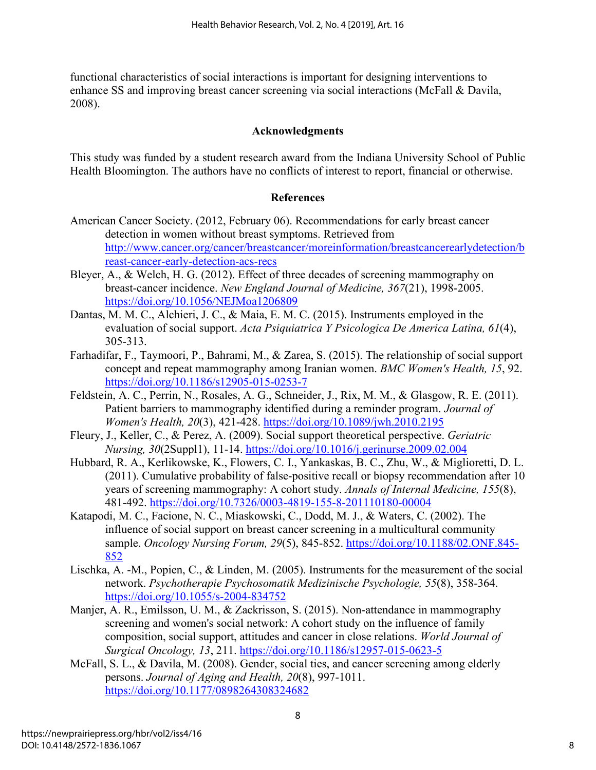functional characteristics of social interactions is important for designing interventions to enhance SS and improving breast cancer screening via social interactions (McFall & Davila, 2008).

## Acknowledgments

This study was funded by a student research award from the Indiana University School of Public Health Bloomington. The authors have no conflicts of interest to report, financial or otherwise.

## References

American Cancer Society. (2012, February 06). Recommendations for early breast cancer detection in women without breast symptoms. Retrieved from http://www.cancer.org/cancer/breastcancer/moreinformation/breastcancerearlydetection/breast-cancer-early-detection-acs-recs

Bleyer, A., & Welch, H. G. (2012). Effect of three decades of screening mammography on breast-cancer incidence. *New England Journal of Medicine, 367*(21), 1998-2005. https://doi.org/10.1056/NEJMoa1206809

Dantas, M. M. C., Alchieri, J. C., & Maia, E. M. C. (2015). Instruments employed in the evaluation of social support. *Acta Psiquiatrica Y Psicologica De America Latina, 61*(4), 305-313.

Farhadifar, F., Taymoori, P., Bahrami, M., & Zarea, S. (2015). The relationship of social support concept and repeat mammography among Iranian women. *BMC Women's Health, 15*, 92. https://doi.org/10.1186/s12905-015-0253-7

Feldstein, A. C., Perrin, N., Rosales, A. G., Schneider, J., Rix, M. M., & Glasgow, R. E. (2011). Patient barriers to mammography identified during a reminder program. *Journal of Women's Health, 20*(3), 421-428. https://doi.org/10.1089/jwh.2010.2195

Fleury, J., Keller, C., & Perez, A. (2009). Social support theoretical perspective. *Geriatric Nursing, 30*(2Suppl1), 11-14. https://doi.org/10.1016/j.gerinurse.2009.02.004

Hubbard, R. A., Kerlikowske, K., Flowers, C. I., Yankaskas, B. C., Zhu, W., & Miglioretti, D. L. (2011). Cumulative probability of false-positive recall or biopsy recommendation after 10 years of screening mammography: A cohort study. *Annals of Internal Medicine, 155*(8), 481-492. https://doi.org/10.7326/0003-4819-155-8-201110180-00004

Katapodi, M. C., Facione, N. C., Miaskowski, C., Dodd, M. J., & Waters, C. (2002). The influence of social support on breast cancer screening in a multicultural community sample. *Oncology Nursing Forum, 29*(5), 845-852. https://doi.org/10.1188/02.ONF.845-852

Lischka, A. -M., Popien, C., & Linden, M. (2005). Instruments for the measurement of the social network. *Psychotherapie Psychosomatik Medizinische Psychologie, 55*(8), 358-364. https://doi.org/10.1055/s-2004-834752

Manjer, A. R., Emilsson, U. M., & Zackrisson, S. (2015). Non-attendance in mammography screening and women's social network: A cohort study on the influence of family composition, social support, attitudes and cancer in close relations. *World Journal of Surgical Oncology, 13*, 211. https://doi.org/10.1186/s12957-015-0623-5

McFall, S. L., & Davila, M. (2008). Gender, social ties, and cancer screening among elderly persons. *Journal of Aging and Health, 20*(8), 997-1011. https://doi.org/10.1177/0898264308324682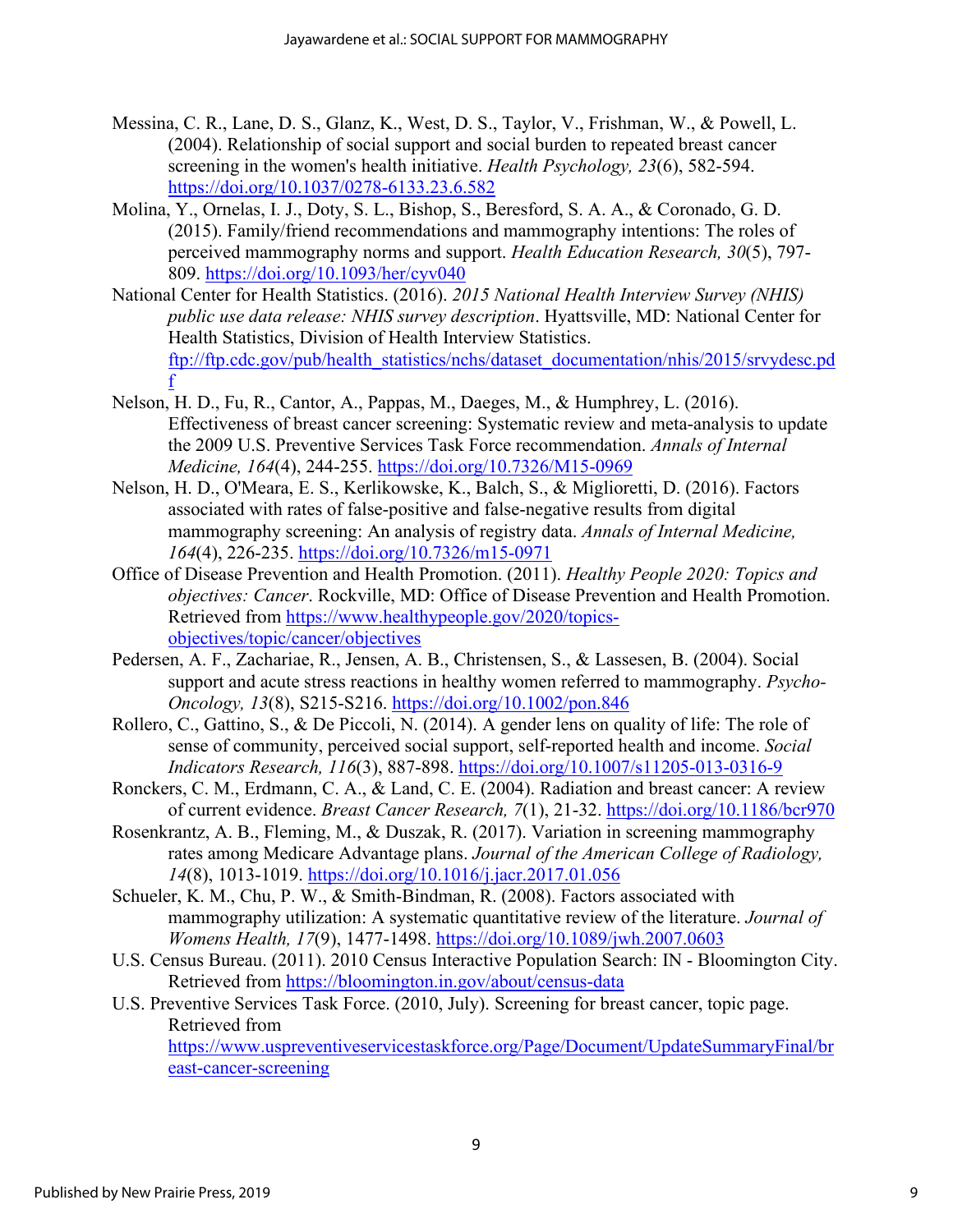Messina, C. R., Lane, D. S., Glanz, K., West, D. S., Taylor, V., Frishman, W., & Powell, L. (2004). Relationship of social support and social burden to repeated breast cancer screening in the women's health initiative. *Health Psychology, 23*(6), 582-594. https://doi.org/10.1037/0278-6133.23.6.582

Molina, Y., Ornelas, I. J., Doty, S. L., Bishop, S., Beresford, S. A. A., & Coronado, G. D. (2015). Family/friend recommendations and mammography intentions: The roles of perceived mammography norms and support. *Health Education Research, 30*(5), 797-809. https://doi.org/10.1093/her/cyv040

National Center for Health Statistics. (2016). *2015 National Health Interview Survey (NHIS) public use data release: NHIS survey description*. Hyattsville, MD: National Center for Health Statistics, Division of Health Interview Statistics. ftp://ftp.cdc.gov/pub/health_statistics/nchs/dataset_documentation/nhis/2015/srvydesc.pdf

Nelson, H. D., Fu, R., Cantor, A., Pappas, M., Daeges, M., & Humphrey, L. (2016). Effectiveness of breast cancer screening: Systematic review and meta-analysis to update the 2009 U.S. Preventive Services Task Force recommendation. *Annals of Internal Medicine, 164*(4), 244-255. https://doi.org/10.7326/M15-0969

Nelson, H. D., O'Meara, E. S., Kerlikowske, K., Balch, S., & Miglioretti, D. (2016). Factors associated with rates of false-positive and false-negative results from digital mammography screening: An analysis of registry data. *Annals of Internal Medicine, 164*(4), 226-235. https://doi.org/10.7326/m15-0971

Office of Disease Prevention and Health Promotion. (2011). *Healthy People 2020: Topics and objectives: Cancer*. Rockville, MD: Office of Disease Prevention and Health Promotion. Retrieved from https://www.healthypeople.gov/2020/topics-objectives/topic/cancer/objectives

Pedersen, A. F., Zachariae, R., Jensen, A. B., Christensen, S., & Lassesen, B. (2004). Social support and acute stress reactions in healthy women referred to mammography. *Psycho-Oncology, 13*(8), S215-S216. https://doi.org/10.1002/pon.846

Rollero, C., Gattino, S., & De Piccoli, N. (2014). A gender lens on quality of life: The role of sense of community, perceived social support, self-reported health and income. *Social Indicators Research, 116*(3), 887-898. https://doi.org/10.1007/s11205-013-0316-9

Ronckers, C. M., Erdmann, C. A., & Land, C. E. (2004). Radiation and breast cancer: A review of current evidence. *Breast Cancer Research, 7*(1), 21-32. https://doi.org/10.1186/bcr970

Rosenkrantz, A. B., Fleming, M., & Duszak, R. (2017). Variation in screening mammography rates among Medicare Advantage plans. *Journal of the American College of Radiology, 14*(8), 1013-1019. https://doi.org/10.1016/j.jacr.2017.01.056

Schueler, K. M., Chu, P. W., & Smith-Bindman, R. (2008). Factors associated with mammography utilization: A systematic quantitative review of the literature. *Journal of Womens Health, 17*(9), 1477-1498. https://doi.org/10.1089/jwh.2007.0603

U.S. Census Bureau. (2011). 2010 Census Interactive Population Search: IN - Bloomington City. Retrieved from https://bloomington.in.gov/about/census-data

U.S. Preventive Services Task Force. (2010, July). Screening for breast cancer, topic page. Retrieved from https://www.uspreventiveservicestaskforce.org/Page/Document/UpdateSummaryFinal/breast-cancer-screening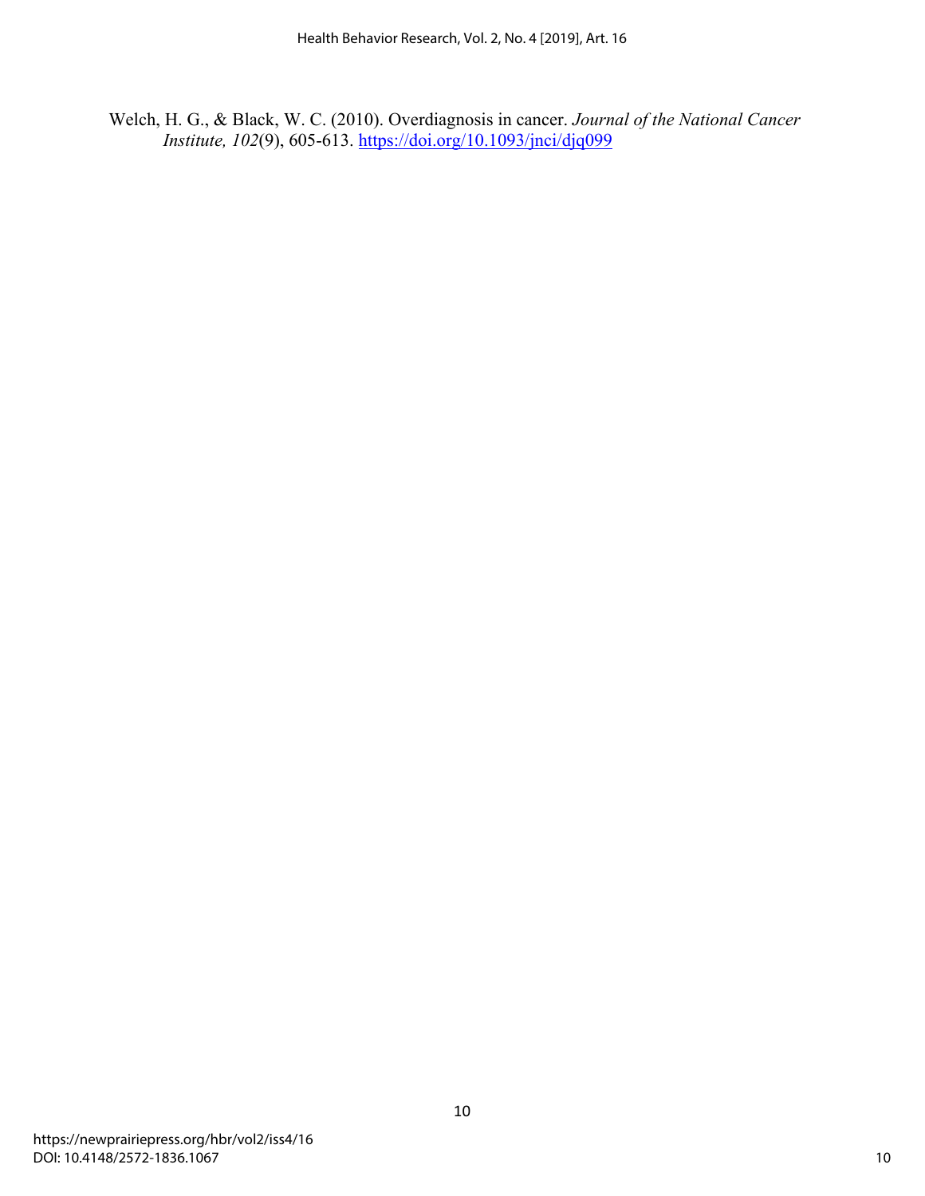Welch, H. G., & Black, W. C. (2010). Overdiagnosis in cancer. *Journal of the National Cancer Institute, 102*(9), 605-613. https://doi.org/10.1093/jnci/djq099